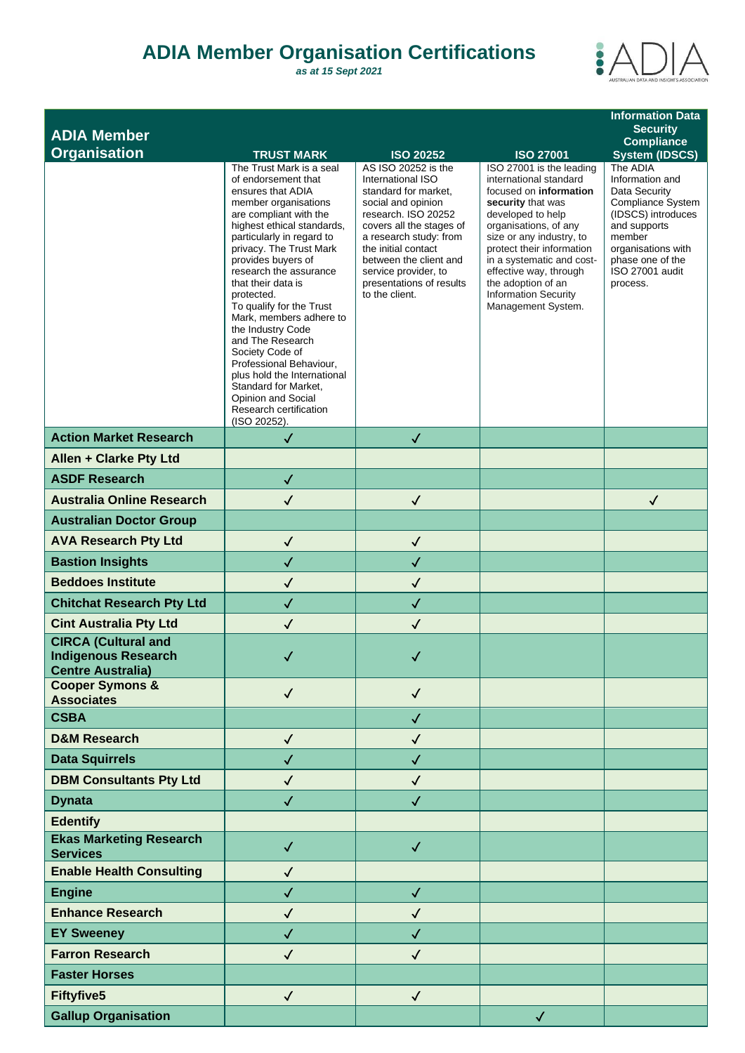# ADIA Member Organisation Certifications

*as at 15 Sept 2021*

| ADIA Member Organisation | TRUST MARK | ISO 20252 | ISO 27001 | Information Data Security Compliance System (IDSCS) |
|---|---|---|---|---|
| | The Trust Mark is a seal of endorsement that ensures that ADIA member organisations are compliant with the highest ethical standards, particularly in regard to privacy. The Trust Mark provides buyers of research the assurance that their data is protected. To qualify for the Trust Mark, members adhere to the Industry Code and The Research Society Code of Professional Behaviour, plus hold the International Standard for Market, Opinion and Social Research certification (ISO 20252). | AS ISO 20252 is the International ISO standard for market, social and opinion research. ISO 20252 covers all the stages of a research study: from the initial contact between the client and service provider, to presentations of results to the client. | ISO 27001 is the leading international standard focused on **information security** that was developed to help organisations, of any size or any industry, to protect their information in a systematic and cost-effective way, through the adoption of an Information Security Management System. | The ADIA Information and Data Security Compliance System (IDSCS) introduces and supports member organisations with phase one of the ISO 27001 audit process. |
| **Action Market Research** | ✓ | ✓ | | |
| **Allen + Clarke Pty Ltd** | | | | |
| **ASDF Research** | ✓ | | | |
| **Australia Online Research** | ✓ | ✓ | | ✓ |
| **Australian Doctor Group** | | | | |
| **AVA Research Pty Ltd** | ✓ | ✓ | | |
| **Bastion Insights** | ✓ | ✓ | | |
| **Beddoes Institute** | ✓ | ✓ | | |
| **Chitchat Research Pty Ltd** | ✓ | ✓ | | |
| **Cint Australia Pty Ltd** | ✓ | ✓ | | |
| **CIRCA (Cultural and Indigenous Research Centre Australia)** | ✓ | ✓ | | |
| **Cooper Symons & Associates** | ✓ | ✓ | | |
| **CSBA** | | ✓ | | |
| **D&M Research** | ✓ | ✓ | | |
| **Data Squirrels** | ✓ | ✓ | | |
| **DBM Consultants Pty Ltd** | ✓ | ✓ | | |
| **Dynata** | ✓ | ✓ | | |
| **Edentify** | | | | |
| **Ekas Marketing Research Services** | ✓ | ✓ | | |
| **Enable Health Consulting** | ✓ | | | |
| **Engine** | ✓ | ✓ | | |
| **Enhance Research** | ✓ | ✓ | | |
| **EY Sweeney** | ✓ | ✓ | | |
| **Farron Research** | ✓ | ✓ | | |
| **Faster Horses** | | | | |
| **Fiftyfive5** | ✓ | ✓ | | |
| **Gallup Organisation** | | | ✓ | |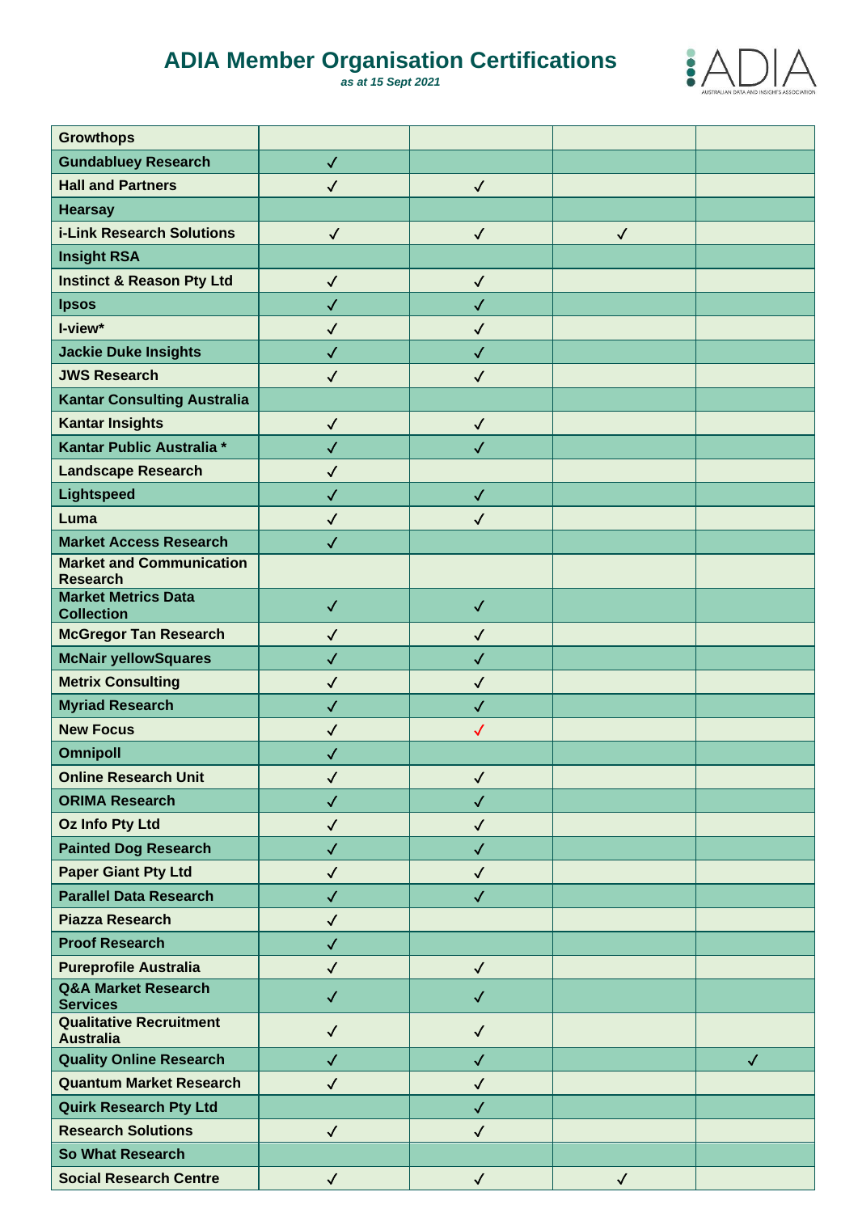# ADIA Member Organisation Certifications

*as at 15 Sept 2021*

| Growthops | | | | |
|---|---|---|---|---|
| Gundabluey Research | ✓ | | | |
| Hall and Partners | ✓ | ✓ | | |
| Hearsay | | | | |
| i-Link Research Solutions | ✓ | ✓ | ✓ | |
| Insight RSA | | | | |
| Instinct & Reason Pty Ltd | ✓ | ✓ | | |
| Ipsos | ✓ | ✓ | | |
| I-view* | ✓ | ✓ | | |
| Jackie Duke Insights | ✓ | ✓ | | |
| JWS Research | ✓ | ✓ | | |
| Kantar Consulting Australia | | | | |
| Kantar Insights | ✓ | ✓ | | |
| Kantar Public Australia * | ✓ | ✓ | | |
| Landscape Research | ✓ | | | |
| Lightspeed | ✓ | ✓ | | |
| Luma | ✓ | ✓ | | |
| Market Access Research | ✓ | | | |
| Market and Communication Research | | | | |
| Market Metrics Data Collection | ✓ | ✓ | | |
| McGregor Tan Research | ✓ | ✓ | | |
| McNair yellowSquares | ✓ | ✓ | | |
| Metrix Consulting | ✓ | ✓ | | |
| Myriad Research | ✓ | ✓ | | |
| New Focus | ✓ | ✓ | | |
| Omnipoll | ✓ | | | |
| Online Research Unit | ✓ | ✓ | | |
| ORIMA Research | ✓ | ✓ | | |
| Oz Info Pty Ltd | ✓ | ✓ | | |
| Painted Dog Research | ✓ | ✓ | | |
| Paper Giant Pty Ltd | ✓ | ✓ | | |
| Parallel Data Research | ✓ | ✓ | | |
| Piazza Research | ✓ | | | |
| Proof Research | ✓ | | | |
| Pureprofile Australia | ✓ | ✓ | | |
| Q&A Market Research Services | ✓ | ✓ | | |
| Qualitative Recruitment Australia | ✓ | ✓ | | |
| Quality Online Research | ✓ | ✓ | | ✓ |
| Quantum Market Research | ✓ | ✓ | | |
| Quirk Research Pty Ltd | | ✓ | | |
| Research Solutions | ✓ | ✓ | | |
| So What Research | | | | |
| Social Research Centre | ✓ | ✓ | ✓ | |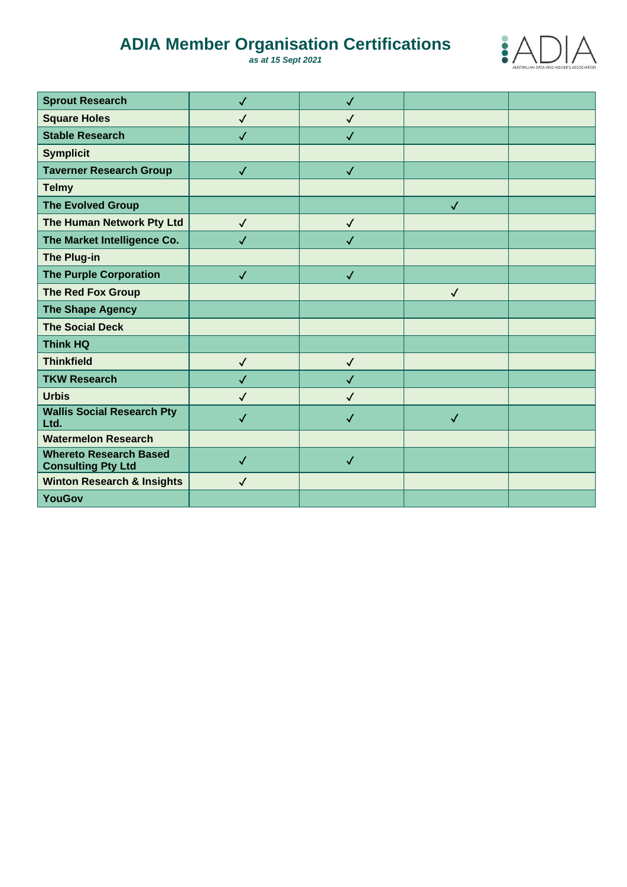# ADIA Member Organisation Certifications

***as at 15 Sept 2021***

| | | | | |
|---|---|---|---|---|
| **Sprout Research** | ✓ | ✓ | | |
| **Square Holes** | ✓ | ✓ | | |
| **Stable Research** | ✓ | ✓ | | |
| **Symplicit** | | | | |
| **Taverner Research Group** | ✓ | ✓ | | |
| **Telmy** | | | | |
| **The Evolved Group** | | | ✓ | |
| **The Human Network Pty Ltd** | ✓ | ✓ | | |
| **The Market Intelligence Co.** | ✓ | ✓ | | |
| **The Plug-in** | | | | |
| **The Purple Corporation** | ✓ | ✓ | | |
| **The Red Fox Group** | | | ✓ | |
| **The Shape Agency** | | | | |
| **The Social Deck** | | | | |
| **Think HQ** | | | | |
| **Thinkfield** | ✓ | ✓ | | |
| **TKW Research** | ✓ | ✓ | | |
| **Urbis** | ✓ | ✓ | | |
| **Wallis Social Research Pty Ltd.** | ✓ | ✓ | ✓ | |
| **Watermelon Research** | | | | |
| **Whereto Research Based Consulting Pty Ltd** | ✓ | ✓ | | |
| **Winton Research & Insights** | ✓ | | | |
| **YouGov** | | | | |